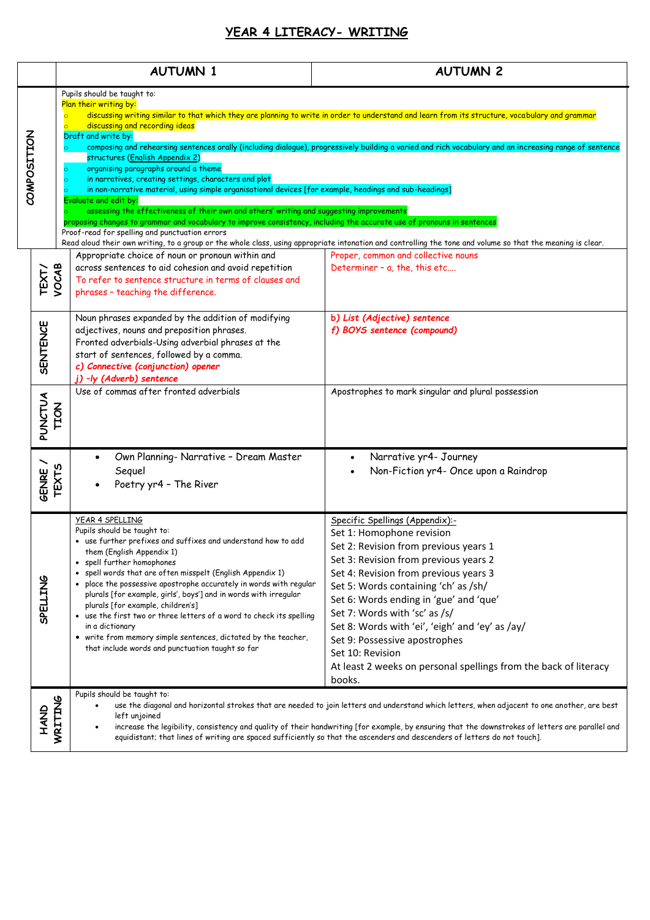# YEAR 4 LITERACY- WRITING

| | AUTUMN 1 | AUTUMN 2 |
|---|---|---|
| COMPOSITION | Pupils should be taught to:<br>Plan their writing by:<br>o discussing writing similar to that which they are planning to write in order to understand and learn from its structure, vocabulary and grammar<br>o discussing and recording ideas<br>Draft and write by:<br>o composing and rehearsing sentences orally (including dialogue), progressively building a varied and rich vocabulary and an increasing range of sentence structures (English Appendix 2)<br>o organising paragraphs around a theme<br>o in narratives, creating settings, characters and plot<br>o in non-narrative material, using simple organisational devices [for example, headings and sub-headings]<br>Evaluate and edit by:<br>o assessing the effectiveness of their own and others' writing and suggesting improvements<br>proposing changes to grammar and vocabulary to improve consistency, including the accurate use of pronouns in sentences<br>Proof-read for spelling and punctuation errors<br>Read aloud their own writing, to a group or the whole class, using appropriate intonation and controlling the tone and volume so that the meaning is clear. | |
| TEXT / VOCAB | Appropriate choice of noun or pronoun within and across sentences to aid cohesion and avoid repetition<br>To refer to sentence structure in terms of clauses and phrases – teaching the difference. | Proper, common and collective nouns<br>Determiner – a, the, this etc…. |
| SENTENCE | Noun phrases expanded by the addition of modifying adjectives, nouns and preposition phrases.<br>Fronted adverbials-Using adverbial phrases at the start of sentences, followed by a comma.<br>***c) Connective (conjunction) opener***<br>***j) -ly (Adverb) sentence*** | ***b) List (Adjective) sentence***<br>***f) BOYS sentence (compound)*** |
| PUNCTUATION | Use of commas after fronted adverbials | Apostrophes to mark singular and plural possession |
| GENRE / TEXTS | • Own Planning- Narrative – Dream Master Sequel<br>• Poetry yr4 – The River | • Narrative yr4- Journey<br>• Non-Fiction yr4- Once upon a Raindrop |
| SPELLING | YEAR 4 SPELLING<br>Pupils should be taught to:<br>• use further prefixes and suffixes and understand how to add them (English Appendix 1)<br>• spell further homophones<br>• spell words that are often misspelt (English Appendix 1)<br>• place the possessive apostrophe accurately in words with regular plurals [for example, girls', boys'] and in words with irregular plurals [for example, children's]<br>• use the first two or three letters of a word to check its spelling in a dictionary<br>• write from memory simple sentences, dictated by the teacher, that include words and punctuation taught so far | Specific Spellings (Appendix):-<br>Set 1: Homophone revision<br>Set 2: Revision from previous years 1<br>Set 3: Revision from previous years 2<br>Set 4: Revision from previous years 3<br>Set 5: Words containing 'ch' as /sh/<br>Set 6: Words ending in 'gue' and 'que'<br>Set 7: Words with 'sc' as /s/<br>Set 8: Words with 'ei', 'eigh' and 'ey' as /ay/<br>Set 9: Possessive apostrophes<br>Set 10: Revision<br>At least 2 weeks on personal spellings from the back of literacy books. |
| HAND WRITING | Pupils should be taught to:<br>• use the diagonal and horizontal strokes that are needed to join letters and understand which letters, when adjacent to one another, are best left unjoined<br>• increase the legibility, consistency and quality of their handwriting [for example, by ensuring that the downstrokes of letters are parallel and equidistant; that lines of writing are spaced sufficiently so that the ascenders and descenders of letters do not touch]. | |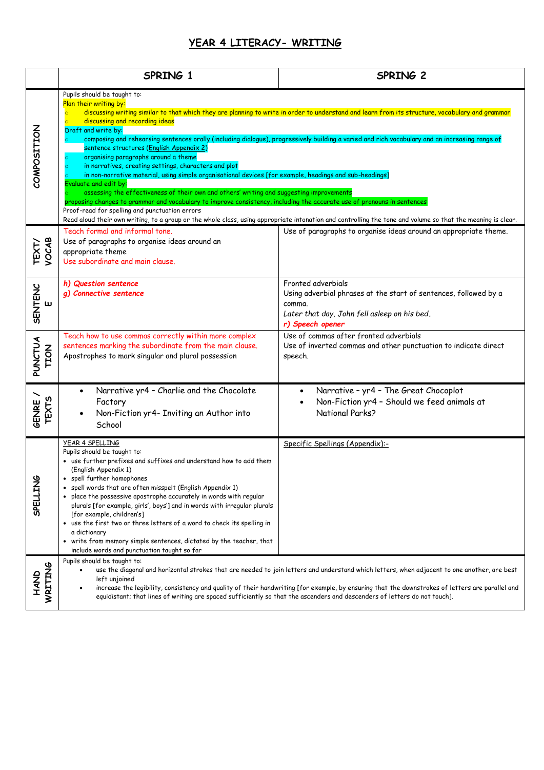# YEAR 4 LITERACY- WRITING

| | SPRING 1 | SPRING 2 |
|---|---|---|
| COMPOSITION | Pupils should be taught to:<br>Plan their writing by:<br>○ discussing writing similar to that which they are planning to write in order to understand and learn from its structure, vocabulary and grammar<br>○ discussing and recording ideas<br>Draft and write by:<br>○ composing and rehearsing sentences orally (including dialogue), progressively building a varied and rich vocabulary and an increasing range of sentence structures (English Appendix 2)<br>○ organising paragraphs around a theme<br>○ in narratives, creating settings, characters and plot<br>○ in non-narrative material, using simple organisational devices [for example, headings and sub-headings]<br>Evaluate and edit by:<br>○ assessing the effectiveness of their own and others' writing and suggesting improvements<br>proposing changes to grammar and vocabulary to improve consistency, including the accurate use of pronouns in sentences<br>Proof-read for spelling and punctuation errors<br>Read aloud their own writing, to a group or the whole class, using appropriate intonation and controlling the tone and volume so that the meaning is clear. | |
| TEXT/ VOCAB | Teach formal and informal tone.<br>Use of paragraphs to organise ideas around an appropriate theme<br>Use subordinate and main clause. | Use of paragraphs to organise ideas around an appropriate theme. |
| SENTENCE | ***h) Question sentence***<br>***g) Connective sentence*** | Fronted adverbials<br>Using adverbial phrases at the start of sentences, followed by a comma.<br>*Later that day, John fell asleep on his bed.*<br>***r) Speech opener*** |
| PUNCTUATION | Teach how to use commas correctly within more complex sentences marking the subordinate from the main clause.<br>Apostrophes to mark singular and plural possession | Use of commas after fronted adverbials<br>Use of inverted commas and other punctuation to indicate direct speech. |
| GENRE / TEXTS | • Narrative yr4 – Charlie and the Chocolate Factory<br>• Non-Fiction yr4- Inviting an Author into School | • Narrative – yr4 – The Great Chocoplot<br>• Non-Fiction yr4 – Should we feed animals at National Parks? |
| SPELLING | YEAR 4 SPELLING<br>Pupils should be taught to:<br>• use further prefixes and suffixes and understand how to add them (English Appendix 1)<br>• spell further homophones<br>• spell words that are often misspelt (English Appendix 1)<br>• place the possessive apostrophe accurately in words with regular plurals [for example, girls', boys'] and in words with irregular plurals [for example, children's]<br>• use the first two or three letters of a word to check its spelling in a dictionary<br>• write from memory simple sentences, dictated by the teacher, that include words and punctuation taught so far | Specific Spellings (Appendix):- |
| HANDWRITING | Pupils should be taught to:<br>• use the diagonal and horizontal strokes that are needed to join letters and understand which letters, when adjacent to one another, are best left unjoined<br>• increase the legibility, consistency and quality of their handwriting [for example, by ensuring that the downstrokes of letters are parallel and equidistant; that lines of writing are spaced sufficiently so that the ascenders and descenders of letters do not touch]. | |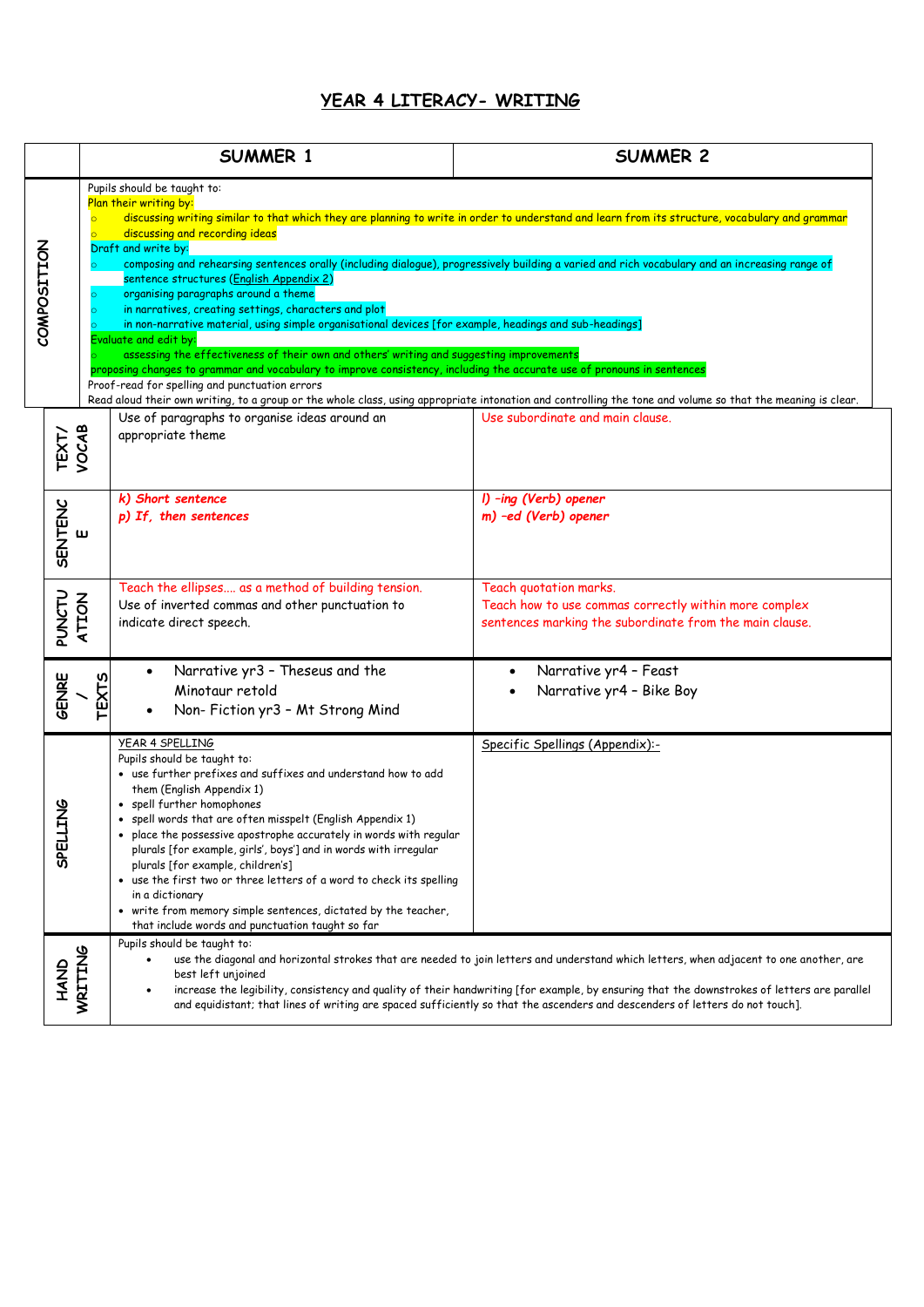## YEAR 4 LITERACY- WRITING

| | SUMMER 1 | SUMMER 2 |
|---|---|---|
| COMPOSITION | Pupils should be taught to:<br>Plan their writing by:<br>o discussing writing similar to that which they are planning to write in order to understand and learn from its structure, vocabulary and grammar<br>o discussing and recording ideas<br>Draft and write by:<br>o composing and rehearsing sentences orally (including dialogue), progressively building a varied and rich vocabulary and an increasing range of sentence structures (English Appendix 2)<br>o organising paragraphs around a theme<br>o in narratives, creating settings, characters and plot<br>o in non-narrative material, using simple organisational devices [for example, headings and sub-headings]<br>Evaluate and edit by:<br>o assessing the effectiveness of their own and others' writing and suggesting improvements<br>proposing changes to grammar and vocabulary to improve consistency, including the accurate use of pronouns in sentences<br>Proof-read for spelling and punctuation errors<br>Read aloud their own writing, to a group or the whole class, using appropriate intonation and controlling the tone and volume so that the meaning is clear. | |
| TEXT/ VOCAB | Use of paragraphs to organise ideas around an appropriate theme | Use subordinate and main clause. |
| SENTENCE | *k) Short sentence*<br>*p) If, then sentences* | *l) -ing (Verb) opener*<br>*m) -ed (Verb) opener* |
| PUNCTUATION | Teach the ellipses.... as a method of building tension.<br>Use of inverted commas and other punctuation to indicate direct speech. | Teach quotation marks.<br>Teach how to use commas correctly within more complex sentences marking the subordinate from the main clause. |
| GENRE / TEXTS | • Narrative yr3 – Theseus and the Minotaur retold<br>• Non- Fiction yr3 – Mt Strong Mind | • Narrative yr4 – Feast<br>• Narrative yr4 – Bike Boy |
| SPELLING | YEAR 4 SPELLING<br>Pupils should be taught to:<br>• use further prefixes and suffixes and understand how to add them (English Appendix 1)<br>• spell further homophones<br>• spell words that are often misspelt (English Appendix 1)<br>• place the possessive apostrophe accurately in words with regular plurals [for example, girls', boys'] and in words with irregular plurals [for example, children's]<br>• use the first two or three letters of a word to check its spelling in a dictionary<br>• write from memory simple sentences, dictated by the teacher, that include words and punctuation taught so far | Specific Spellings (Appendix):- |
| HAND WRITING | Pupils should be taught to:<br>• use the diagonal and horizontal strokes that are needed to join letters and understand which letters, when adjacent to one another, are best left unjoined<br>• increase the legibility, consistency and quality of their handwriting [for example, by ensuring that the downstrokes of letters are parallel and equidistant; that lines of writing are spaced sufficiently so that the ascenders and descenders of letters do not touch]. | |